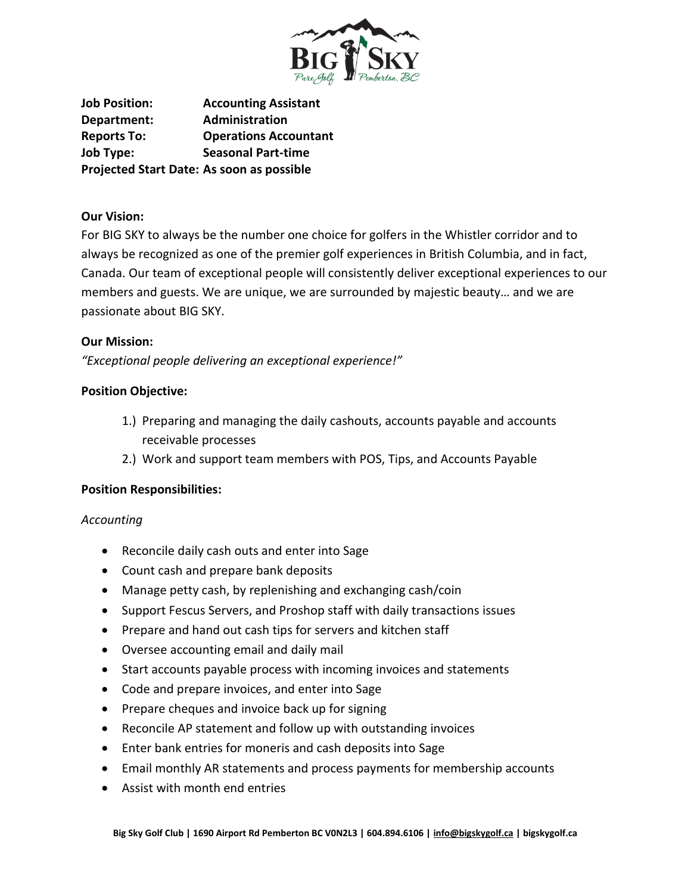**Job Position:** **Accounting Assistant**
**Department:** **Administration**
**Reports To:** **Operations Accountant**
**Job Type:** **Seasonal Part-time**
**Projected Start Date: As soon as possible**

**Our Vision:**

For BIG SKY to always be the number one choice for golfers in the Whistler corridor and to always be recognized as one of the premier golf experiences in British Columbia, and in fact, Canada. Our team of exceptional people will consistently deliver exceptional experiences to our members and guests. We are unique, we are surrounded by majestic beauty… and we are passionate about BIG SKY.

**Our Mission:**

*"Exceptional people delivering an exceptional experience!"*

**Position Objective:**

1.) Preparing and managing the daily cashouts, accounts payable and accounts receivable processes
2.) Work and support team members with POS, Tips, and Accounts Payable

**Position Responsibilities:**

*Accounting*

- Reconcile daily cash outs and enter into Sage
- Count cash and prepare bank deposits
- Manage petty cash, by replenishing and exchanging cash/coin
- Support Fescus Servers, and Proshop staff with daily transactions issues
- Prepare and hand out cash tips for servers and kitchen staff
- Oversee accounting email and daily mail
- Start accounts payable process with incoming invoices and statements
- Code and prepare invoices, and enter into Sage
- Prepare cheques and invoice back up for signing
- Reconcile AP statement and follow up with outstanding invoices
- Enter bank entries for moneris and cash deposits into Sage
- Email monthly AR statements and process payments for membership accounts
- Assist with month end entries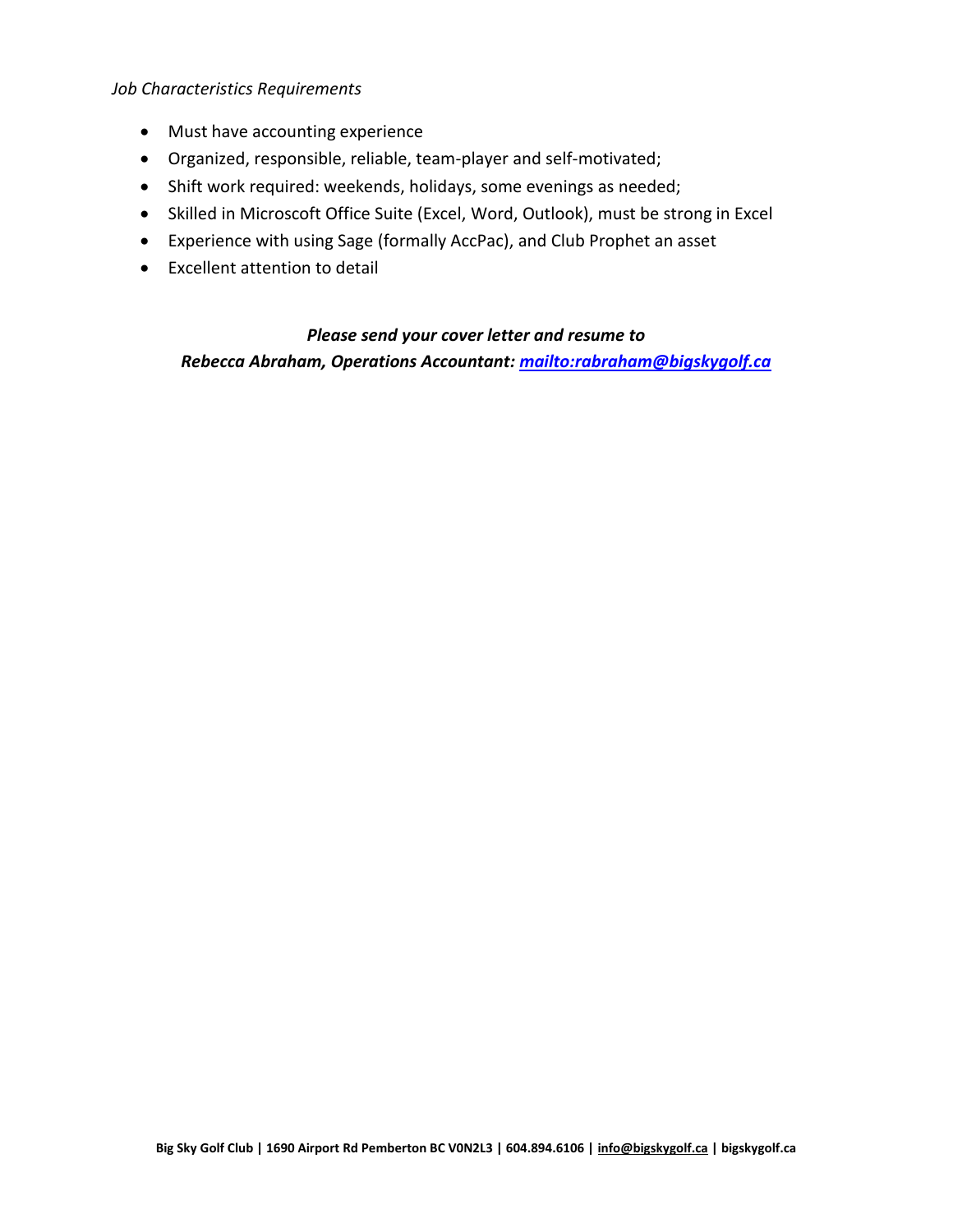*Job Characteristics Requirements*

- Must have accounting experience
- Organized, responsible, reliable, team-player and self-motivated;
- Shift work required: weekends, holidays, some evenings as needed;
- Skilled in Microscoft Office Suite (Excel, Word, Outlook), must be strong in Excel
- Experience with using Sage (formally AccPac), and Club Prophet an asset
- Excellent attention to detail

***Please send your cover letter and resume to***
***Rebecca Abraham, Operations Accountant: [mailto:rabraham@bigskygolf.ca](mailto:rabraham@bigskygolf.ca)***

**Big Sky Golf Club | 1690 Airport Rd Pemberton BC V0N2L3 | 604.894.6106 | info@bigskygolf.ca | bigskygolf.ca**